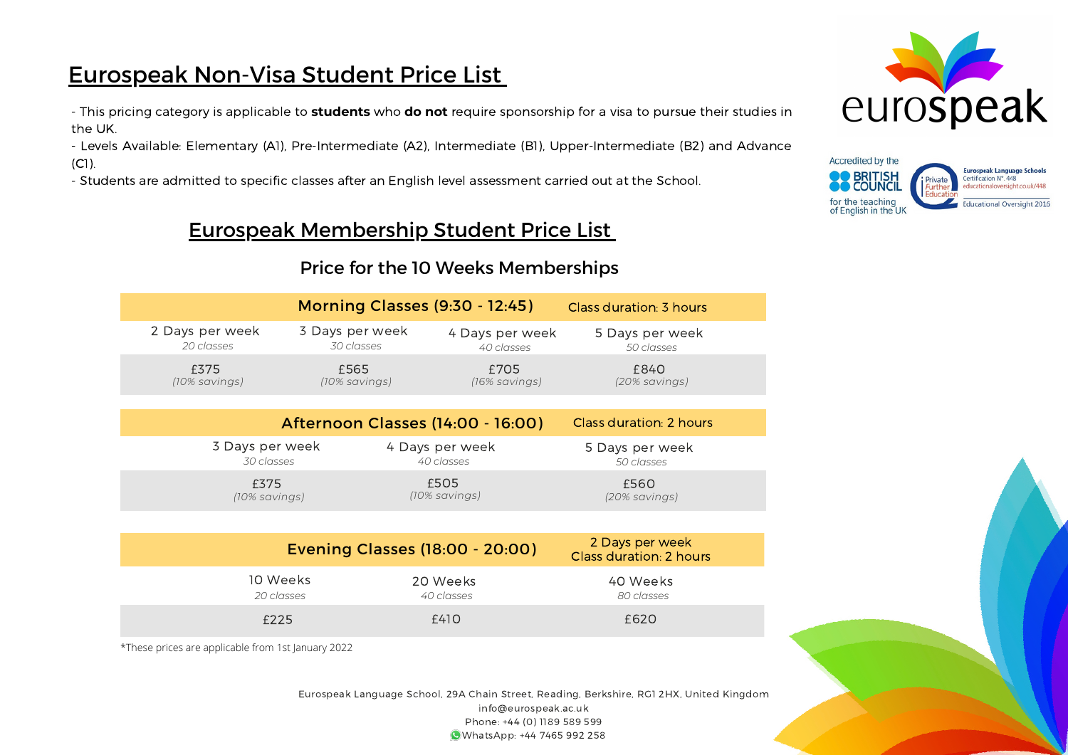# Eurospeak Non-Visa Student Price List

- This pricing category is applicable to **students** who **do not** require sponsorship for a visa to pursue their studies in the UK.
- Levels Available: Elementary (A1), Pre-Intermediate (A2), Intermediate (B1), Upper-Intermediate (B2) and Advance (C1).
- Students are admitted to specific classes after an English level assessment carried out at the School.

eurospeak

Accredited by the BRITISH COUNCIL for the teaching of English in the UK

Private Further Education — Eurospeak Language Schools Certification N°. 448 educationaloversight.co.uk/448 Educational Oversight 2016

## Eurospeak Membership Student Price List

### Price for the 10 Weeks Memberships

| Morning Classes (9:30 - 12:45) | | | Class duration: 3 hours |
|---|---|---|---|
| 2 Days per week *20 classes* | 3 Days per week *30 classes* | 4 Days per week *40 classes* | 5 Days per week *50 classes* |
| £375 *(10% savings)* | £565 *(10% savings)* | £705 *(16% savings)* | £840 *(20% savings)* |

| Afternoon Classes (14:00 - 16:00) | | Class duration: 2 hours |
|---|---|---|
| 3 Days per week *30 classes* | 4 Days per week *40 classes* | 5 Days per week *50 classes* |
| £375 *(10% savings)* | £505 *(10% savings)* | £560 *(20% savings)* |

| Evening Classes (18:00 - 20:00) | | 2 Days per week Class duration: 2 hours |
|---|---|---|
| 10 Weeks *20 classes* | 20 Weeks *40 classes* | 40 Weeks *80 classes* |
| £225 | £410 | £620 |

*These prices are applicable from 1st January 2022

Eurospeak Language School, 29A Chain Street, Reading, Berkshire, RG1 2HX, United Kingdom
info@eurospeak.ac.uk
Phone: +44 (0) 1189 589 599
WhatsApp: +44 7465 992 258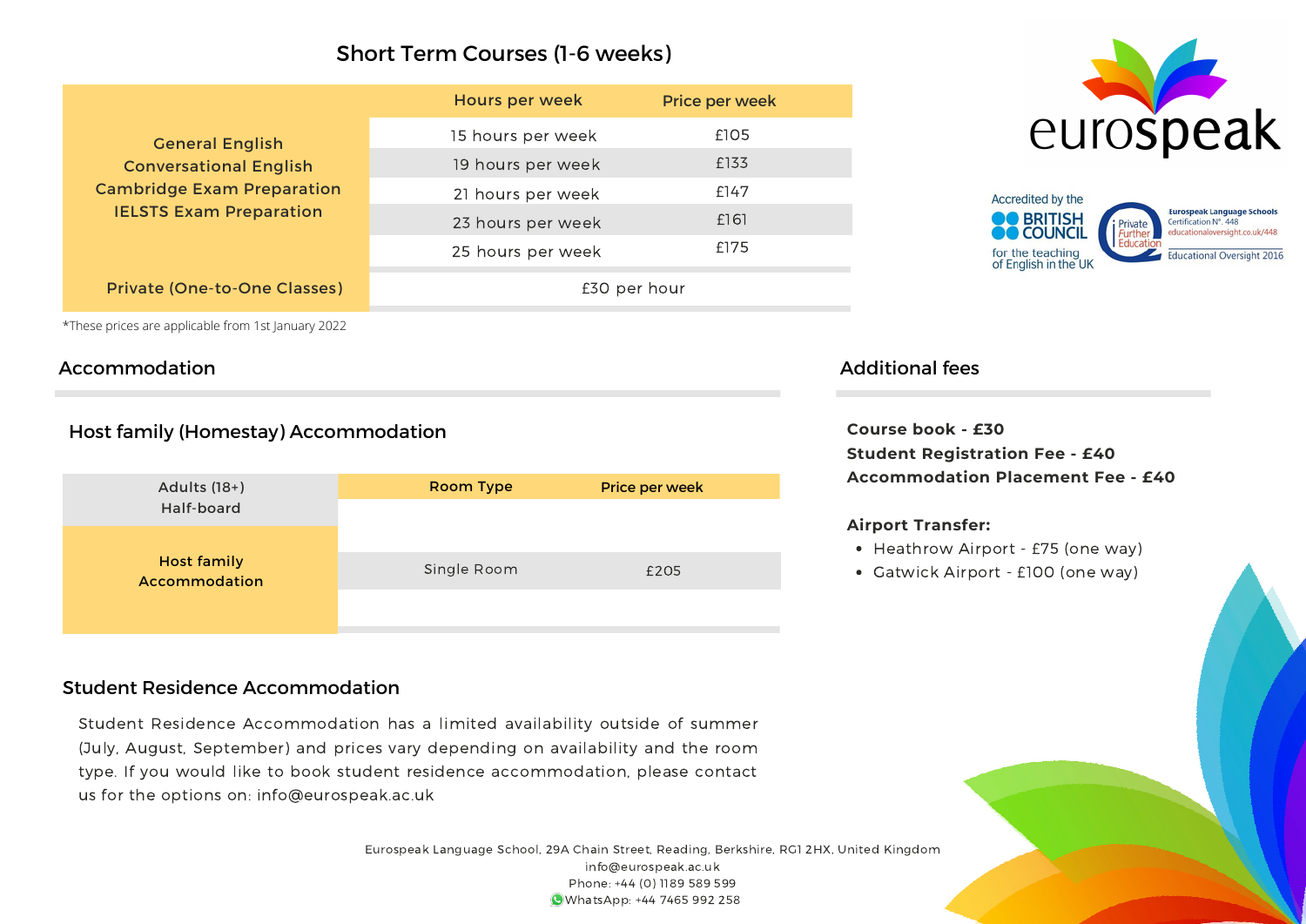## Short Term Courses (1-6 weeks)

| | Hours per week | Price per week |
|---|---|---|
| General English<br>Conversational English<br>Cambridge Exam Preparation<br>IELSTS Exam Preparation | 15 hours per week | £105 |
| | 19 hours per week | £133 |
| | 21 hours per week | £147 |
| | 23 hours per week | £161 |
| | 25 hours per week | £175 |
| Private (One-to-One Classes) | £30 per hour | |

*These prices are applicable from 1st January 2022

eurospeak

Accredited by the BRITISH COUNCIL for the teaching of English in the UK

Private Further Education

Eurospeak Language Schools
Certification N°. 448
educationaloversight.co.uk/448
Educational Oversight 2016

## Accommodation

### Host family (Homestay) Accommodation

| Adults (18+) Half-board | Room Type | Price per week |
|---|---|---|
| Host family Accommodation | Single Room | £205 |

### Student Residence Accommodation

Student Residence Accommodation has a limited availability outside of summer (July, August, September) and prices vary depending on availability and the room type. If you would like to book student residence accommodation, please contact us for the options on: info@eurospeak.ac.uk

## Additional fees

**Course book - £30**
**Student Registration Fee - £40**
**Accommodation Placement Fee - £40**

**Airport Transfer:**

- Heathrow Airport - £75 (one way)
- Gatwick Airport - £100 (one way)

Eurospeak Language School, 29A Chain Street, Reading, Berkshire, RG1 2HX, United Kingdom
info@eurospeak.ac.uk
Phone: +44 (0) 1189 589 599
WhatsApp: +44 7465 992 258